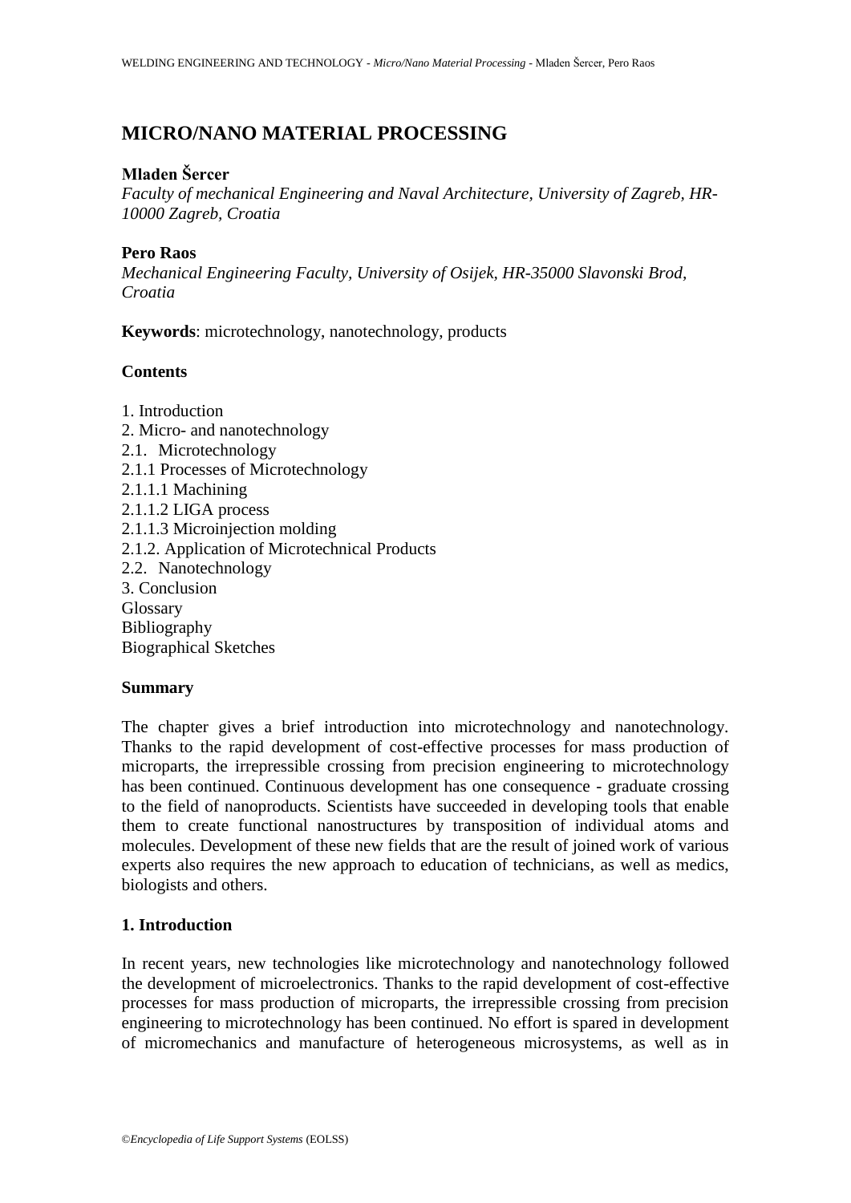# MICRO/NANO MATERIAL PROCESSING

**Mladen Šercer**
*Faculty of mechanical Engineering and Naval Architecture, University of Zagreb, HR-10000 Zagreb, Croatia*

**Pero Raos**
*Mechanical Engineering Faculty, University of Osijek, HR-35000 Slavonski Brod, Croatia*

**Keywords**: microtechnology, nanotechnology, products

**Contents**

1. Introduction
2. Micro- and nanotechnology
2.1. Microtechnology
2.1.1 Processes of Microtechnology
2.1.1.1 Machining
2.1.1.2 LIGA process
2.1.1.3 Microinjection molding
2.1.2. Application of Microtechnical Products
2.2. Nanotechnology
3. Conclusion
Glossary
Bibliography
Biographical Sketches

**Summary**

The chapter gives a brief introduction into microtechnology and nanotechnology. Thanks to the rapid development of cost-effective processes for mass production of microparts, the irrepressible crossing from precision engineering to microtechnology has been continued. Continuous development has one consequence - graduate crossing to the field of nanoproducts. Scientists have succeeded in developing tools that enable them to create functional nanostructures by transposition of individual atoms and molecules. Development of these new fields that are the result of joined work of various experts also requires the new approach to education of technicians, as well as medics, biologists and others.

## 1. Introduction

In recent years, new technologies like microtechnology and nanotechnology followed the development of microelectronics. Thanks to the rapid development of cost-effective processes for mass production of microparts, the irrepressible crossing from precision engineering to microtechnology has been continued. No effort is spared in development of micromechanics and manufacture of heterogeneous microsystems, as well as in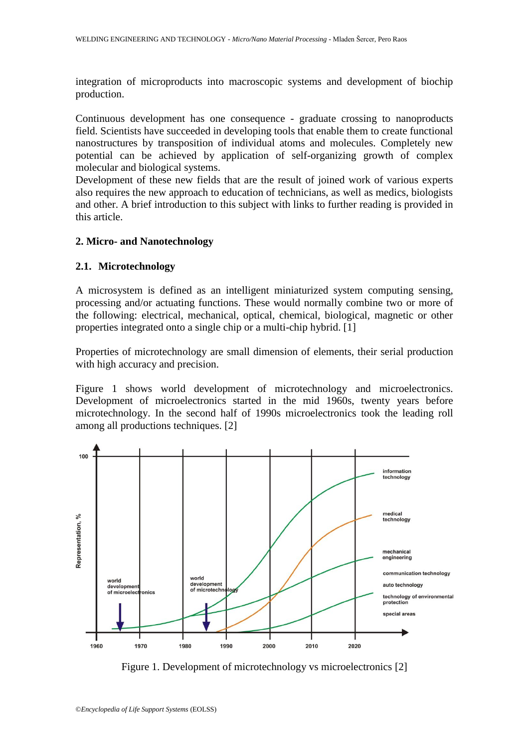integration of microproducts into macroscopic systems and development of biochip production.

Continuous development has one consequence - graduate crossing to nanoproducts field. Scientists have succeeded in developing tools that enable them to create functional nanostructures by transposition of individual atoms and molecules. Completely new potential can be achieved by application of self-organizing growth of complex molecular and biological systems.
Development of these new fields that are the result of joined work of various experts also requires the new approach to education of technicians, as well as medics, biologists and other. A brief introduction to this subject with links to further reading is provided in this article.

## 2. Micro- and Nanotechnology

### 2.1. Microtechnology

A microsystem is defined as an intelligent miniaturized system computing sensing, processing and/or actuating functions. These would normally combine two or more of the following: electrical, mechanical, optical, chemical, biological, magnetic or other properties integrated onto a single chip or a multi-chip hybrid. [1]

Properties of microtechnology are small dimension of elements, their serial production with high accuracy and precision.

Figure 1 shows world development of microtechnology and microelectronics. Development of microelectronics started in the mid 1960s, twenty years before microtechnology. In the second half of 1990s microelectronics took the leading roll among all productions techniques. [2]

Figure 1. Development of microtechnology vs microelectronics [2]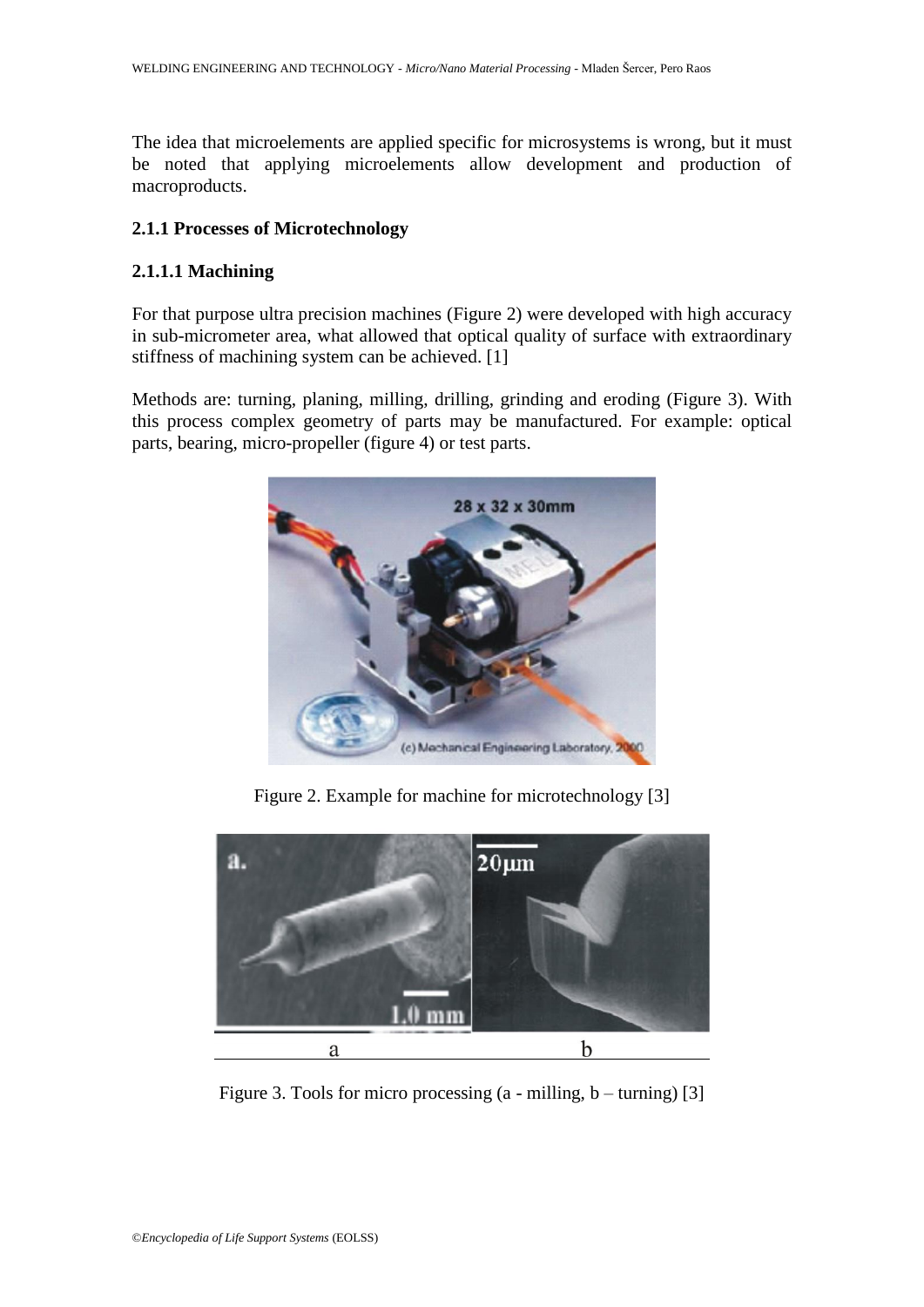The idea that microelements are applied specific for microsystems is wrong, but it must be noted that applying microelements allow development and production of macroproducts.

### 2.1.1 Processes of Microtechnology

#### 2.1.1.1 Machining

For that purpose ultra precision machines (Figure 2) were developed with high accuracy in sub-micrometer area, what allowed that optical quality of surface with extraordinary stiffness of machining system can be achieved. [1]

Methods are: turning, planing, milling, drilling, grinding and eroding (Figure 3). With this process complex geometry of parts may be manufactured. For example: optical parts, bearing, micro-propeller (figure 4) or test parts.

Figure 2. Example for machine for microtechnology [3]

Figure 3. Tools for micro processing (a - milling, b – turning) [3]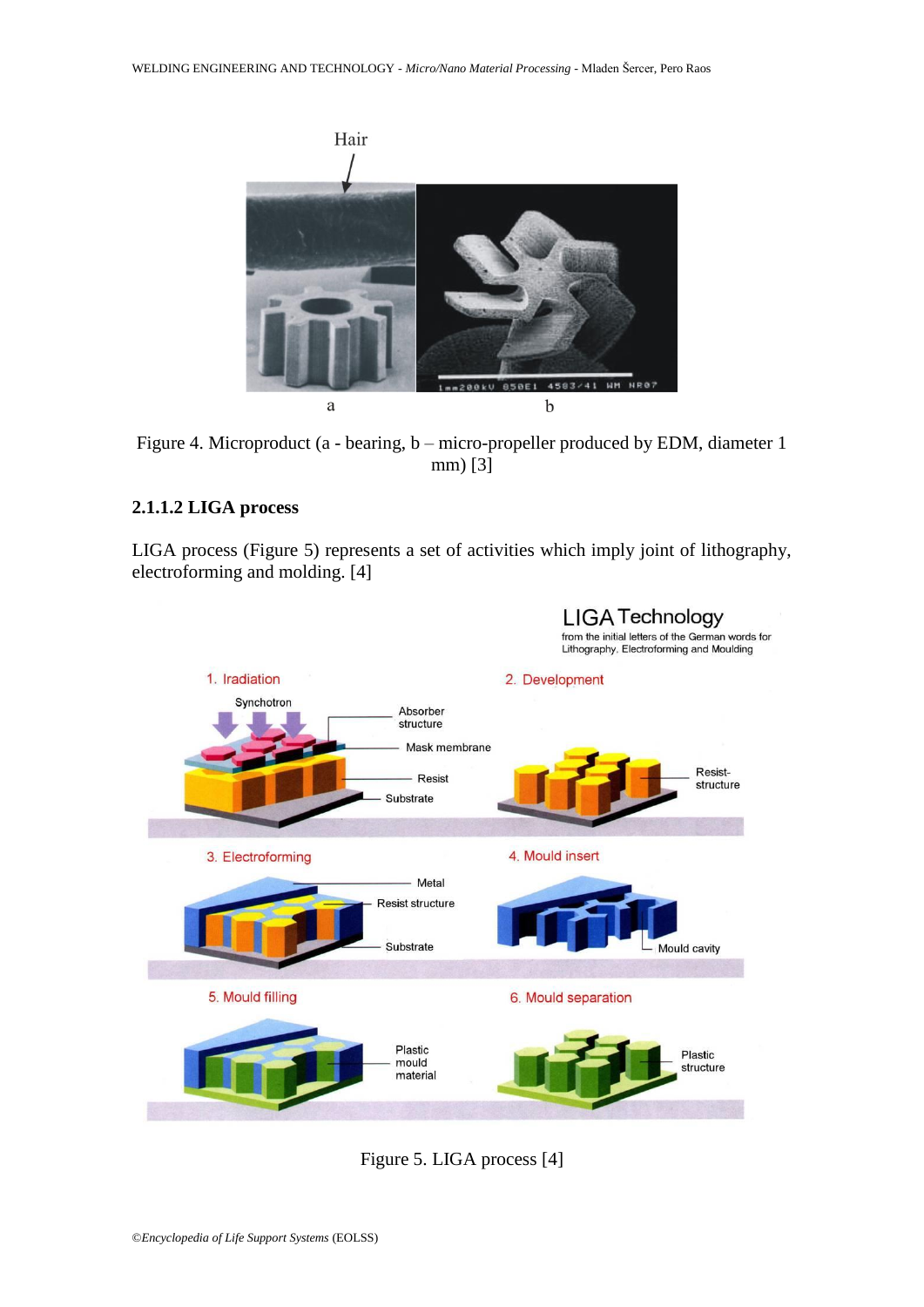Figure 4. Microproduct (a - bearing, b – micro-propeller produced by EDM, diameter 1 mm) [3]

### 2.1.1.2 LIGA process

LIGA process (Figure 5) represents a set of activities which imply joint of lithography, electroforming and molding. [4]

Figure 5. LIGA process [4]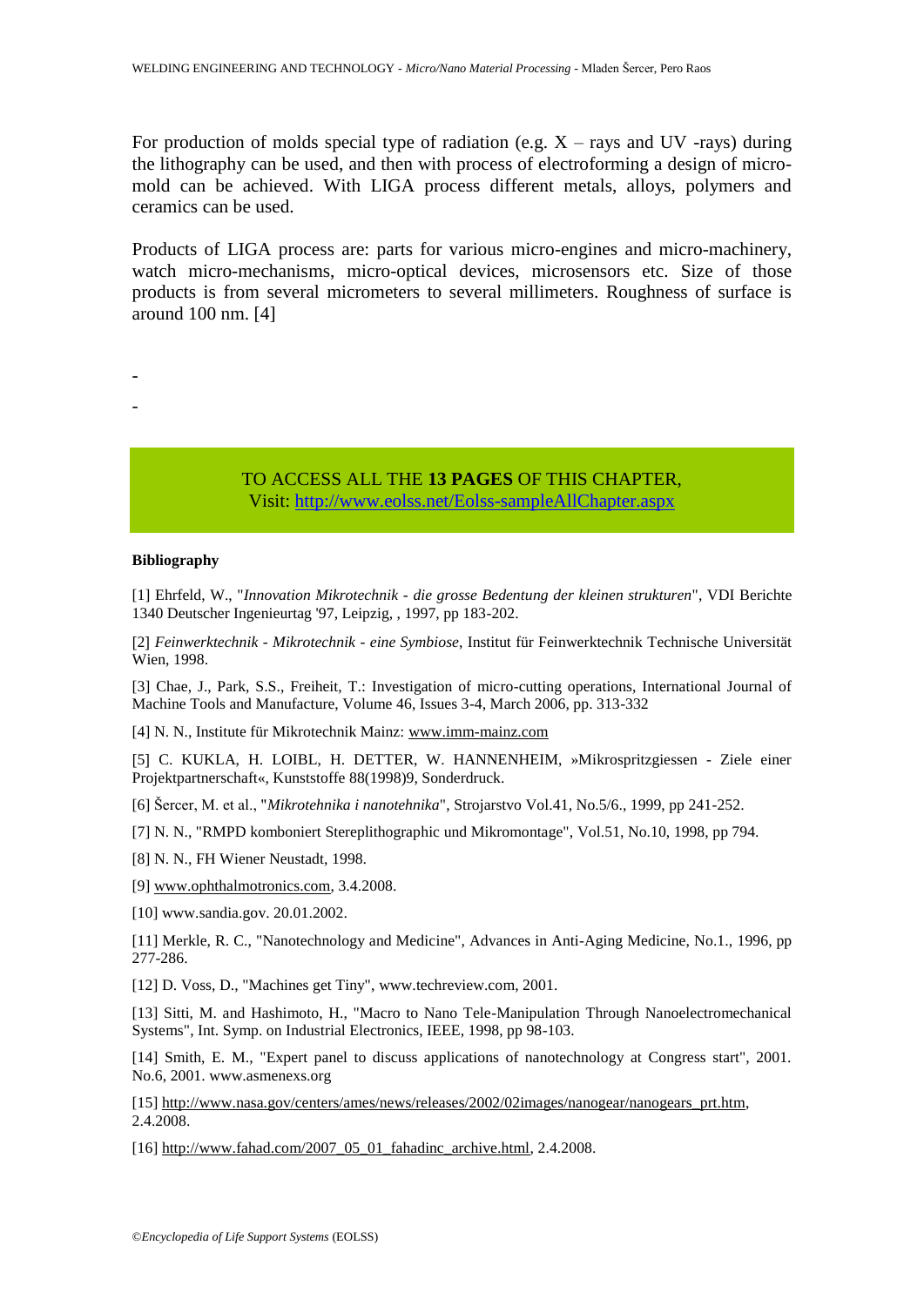For production of molds special type of radiation (e.g. X – rays and UV -rays) during the lithography can be used, and then with process of electroforming a design of micro-mold can be achieved. With LIGA process different metals, alloys, polymers and ceramics can be used.

Products of LIGA process are: parts for various micro-engines and micro-machinery, watch micro-mechanisms, micro-optical devices, microsensors etc. Size of those products is from several micrometers to several millimeters. Roughness of surface is around 100 nm. [4]

-

-

TO ACCESS ALL THE **13 PAGES** OF THIS CHAPTER,
Visit: http://www.eolss.net/Eolss-sampleAllChapter.aspx

**Bibliography**

[1] Ehrfeld, W., "*Innovation Mikrotechnik - die grosse Bedentung der kleinen strukturen*", VDI Berichte 1340 Deutscher Ingenieurtag '97, Leipzig, , 1997, pp 183-202.

[2] *Feinwerktechnik - Mikrotechnik - eine Symbiose*, Institut für Feinwerktechnik Technische Universität Wien, 1998.

[3] Chae, J., Park, S.S., Freiheit, T.: Investigation of micro-cutting operations, International Journal of Machine Tools and Manufacture, Volume 46, Issues 3-4, March 2006, pp. 313-332

[4] N. N., Institute für Mikrotechnik Mainz: www.imm-mainz.com

[5] C. KUKLA, H. LOIBL, H. DETTER, W. HANNENHEIM, »Mikrospritzgiessen - Ziele einer Projektpartnerschaft«, Kunststoffe 88(1998)9, Sonderdruck.

[6] Šercer, M. et al., "*Mikrotehnika i nanotehnika*", Strojarstvo Vol.41, No.5/6., 1999, pp 241-252.

[7] N. N., "RMPD komboniert Stereplithographic und Mikromontage", Vol.51, No.10, 1998, pp 794.

[8] N. N., FH Wiener Neustadt, 1998.

[9] www.ophthalmotronics.com, 3.4.2008.

[10] www.sandia.gov. 20.01.2002.

[11] Merkle, R. C., "Nanotechnology and Medicine", Advances in Anti-Aging Medicine, No.1., 1996, pp 277-286.

[12] D. Voss, D., "Machines get Tiny", www.techreview.com, 2001.

[13] Sitti, M. and Hashimoto, H., "Macro to Nano Tele-Manipulation Through Nanoelectromechanical Systems", Int. Symp. on Industrial Electronics, IEEE, 1998, pp 98-103.

[14] Smith, E. M., "Expert panel to discuss applications of nanotechnology at Congress start", 2001. No.6, 2001. www.asmenexs.org

[15] http://www.nasa.gov/centers/ames/news/releases/2002/02images/nanogear/nanogears_prt.htm, 2.4.2008.

[16] http://www.fahad.com/2007_05_01_fahadinc_archive.html, 2.4.2008.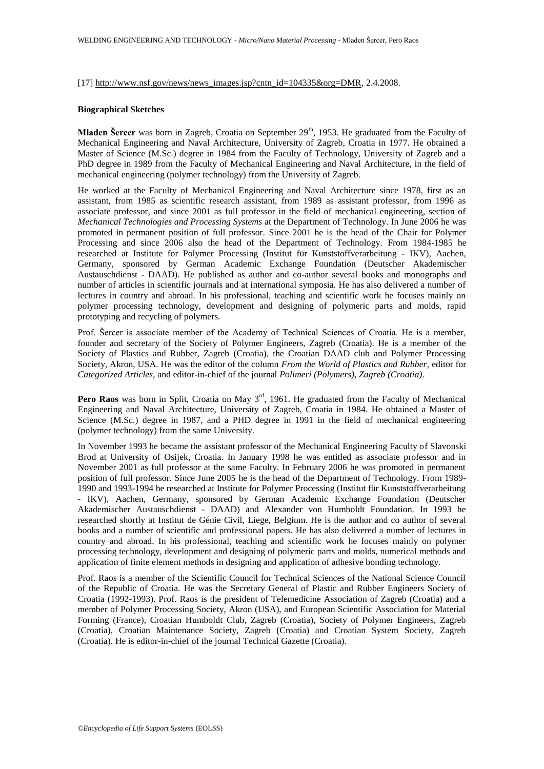[17] http://www.nsf.gov/news/news_images.jsp?cntn_id=104335&org=DMR, 2.4.2008.

### Biographical Sketches

**Mladen Šercer** was born in Zagreb, Croatia on September 29th, 1953. He graduated from the Faculty of Mechanical Engineering and Naval Architecture, University of Zagreb, Croatia in 1977. He obtained a Master of Science (M.Sc.) degree in 1984 from the Faculty of Technology, University of Zagreb and a PhD degree in 1989 from the Faculty of Mechanical Engineering and Naval Architecture, in the field of mechanical engineering (polymer technology) from the University of Zagreb.

He worked at the Faculty of Mechanical Engineering and Naval Architecture since 1978, first as an assistant, from 1985 as scientific research assistant, from 1989 as assistant professor, from 1996 as associate professor, and since 2001 as full professor in the field of mechanical engineering, section of *Mechanical Technologies and Processing Systems* at the Department of Technology. In June 2006 he was promoted in permanent position of full professor. Since 2001 he is the head of the Chair for Polymer Processing and since 2006 also the head of the Department of Technology. From 1984-1985 he researched at Institute for Polymer Processing (Institut für Kunststoffverarbeitung - IKV), Aachen, Germany, sponsored by German Academic Exchange Foundation (Deutscher Akademischer Austauschdienst - DAAD). He published as author and co-author several books and monographs and number of articles in scientific journals and at international symposia. He has also delivered a number of lectures in country and abroad. In his professional, teaching and scientific work he focuses mainly on polymer processing technology, development and designing of polymeric parts and molds, rapid prototyping and recycling of polymers.

Prof. Šercer is associate member of the Academy of Technical Sciences of Croatia. He is a member, founder and secretary of the Society of Polymer Engineers, Zagreb (Croatia). He is a member of the Society of Plastics and Rubber, Zagreb (Croatia), the Croatian DAAD club and Polymer Processing Society, Akron, USA. He was the editor of the column *From the World of Plastics and Rubber*, editor for *Categorized Articles*, and editor-in-chief of the journal *Polimeri (Polymers), Zagreb (Croatia)*.

**Pero Raos** was born in Split, Croatia on May 3rd, 1961. He graduated from the Faculty of Mechanical Engineering and Naval Architecture, University of Zagreb, Croatia in 1984. He obtained a Master of Science (M.Sc.) degree in 1987, and a PHD degree in 1991 in the field of mechanical engineering (polymer technology) from the same University.

In November 1993 he became the assistant professor of the Mechanical Engineering Faculty of Slavonski Brod at University of Osijek, Croatia. In January 1998 he was entitled as associate professor and in November 2001 as full professor at the same Faculty. In February 2006 he was promoted in permanent position of full professor. Since June 2005 he is the head of the Department of Technology. From 1989-1990 and 1993-1994 he researched at Institute for Polymer Processing (Institut für Kunststoffverarbeitung - IKV), Aachen, Germany, sponsored by German Academic Exchange Foundation (Deutscher Akademischer Austauschdienst - DAAD) and Alexander von Humboldt Foundation. In 1993 he researched shortly at Institut de Génie Civil, Liege, Belgium. He is the author and co author of several books and a number of scientific and professional papers. He has also delivered a number of lectures in country and abroad. In his professional, teaching and scientific work he focuses mainly on polymer processing technology, development and designing of polymeric parts and molds, numerical methods and application of finite element methods in designing and application of adhesive bonding technology.

Prof. Raos is a member of the Scientific Council for Technical Sciences of the National Science Council of the Republic of Croatia. He was the Secretary General of Plastic and Rubber Engineers Society of Croatia (1992-1993). Prof. Raos is the president of Telemedicine Association of Zagreb (Croatia) and a member of Polymer Processing Society, Akron (USA), and European Scientific Association for Material Forming (France), Croatian Humboldt Club, Zagreb (Croatia), Society of Polymer Engineers, Zagreb (Croatia), Croatian Maintenance Society, Zagreb (Croatia) and Croatian System Society, Zagreb (Croatia). He is editor-in-chief of the journal Technical Gazette (Croatia).